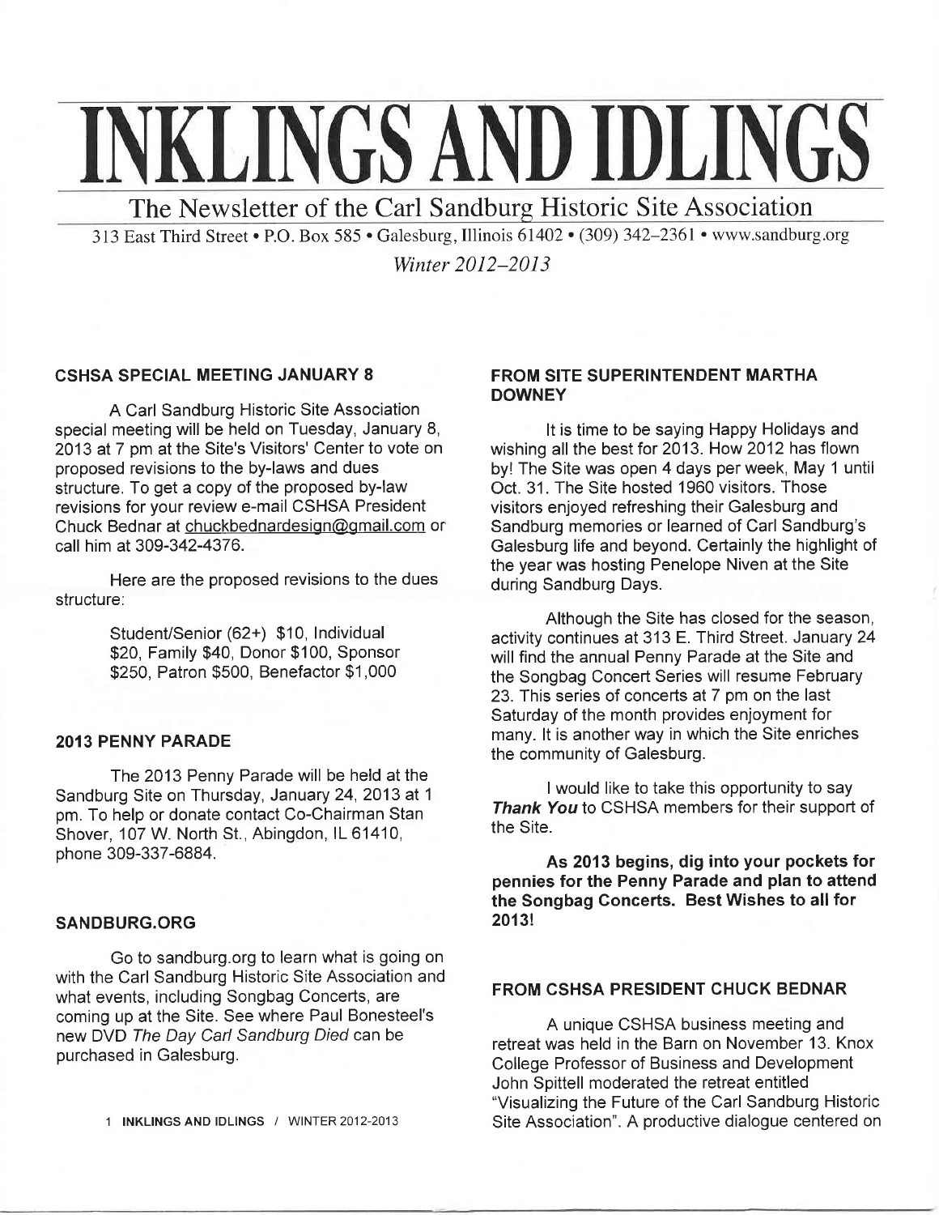# INKLINGS AND IDLINGS

The Newsletter of the Carl Sandburg Historic Site Association

313 East Third Street • P.O. Box 585 • Galesburg, Illinois 61402 • (309) 342–2361 • www.sandburg.org

*Winter 2012–2013*

## CSHSA SPECIAL MEETING JANUARY 8

A Carl Sandburg Historic Site Association special meeting will be held on Tuesday, January 8, 2013 at 7 pm at the Site's Visitors' Center to vote on proposed revisions to the by-laws and dues structure. To get a copy of the proposed by-law revisions for your review e-mail CSHSA President Chuck Bednar at chuckbednardesign@gmail.com or call him at 309-342-4376.

Here are the proposed revisions to the dues structure:

> Student/Senior (62+) $10, Individual $20, Family $40, Donor $100, Sponsor $250, Patron $500, Benefactor $1,000

## 2013 PENNY PARADE

The 2013 Penny Parade will be held at the Sandburg Site on Thursday, January 24, 2013 at 1 pm. To help or donate contact Co-Chairman Stan Shover, 107 W. North St., Abingdon, IL 61410, phone 309-337-6884.

## SANDBURG.ORG

Go to sandburg.org to learn what is going on with the Carl Sandburg Historic Site Association and what events, including Songbag Concerts, are coming up at the Site. See where Paul Bonesteel's new DVD *The Day Carl Sandburg Died* can be purchased in Galesburg.

## FROM SITE SUPERINTENDENT MARTHA DOWNEY

It is time to be saying Happy Holidays and wishing all the best for 2013. How 2012 has flown by! The Site was open 4 days per week, May 1 until Oct. 31. The Site hosted 1960 visitors. Those visitors enjoyed refreshing their Galesburg and Sandburg memories or learned of Carl Sandburg's Galesburg life and beyond. Certainly the highlight of the year was hosting Penelope Niven at the Site during Sandburg Days.

Although the Site has closed for the season, activity continues at 313 E. Third Street. January 24 will find the annual Penny Parade at the Site and the Songbag Concert Series will resume February 23. This series of concerts at 7 pm on the last Saturday of the month provides enjoyment for many. It is another way in which the Site enriches the community of Galesburg.

I would like to take this opportunity to say ***Thank You*** to CSHSA members for their support of the Site.

**As 2013 begins, dig into your pockets for pennies for the Penny Parade and plan to attend the Songbag Concerts. Best Wishes to all for 2013!**

## FROM CSHSA PRESIDENT CHUCK BEDNAR

A unique CSHSA business meeting and retreat was held in the Barn on November 13. Knox College Professor of Business and Development John Spittell moderated the retreat entitled "Visualizing the Future of the Carl Sandburg Historic Site Association". A productive dialogue centered on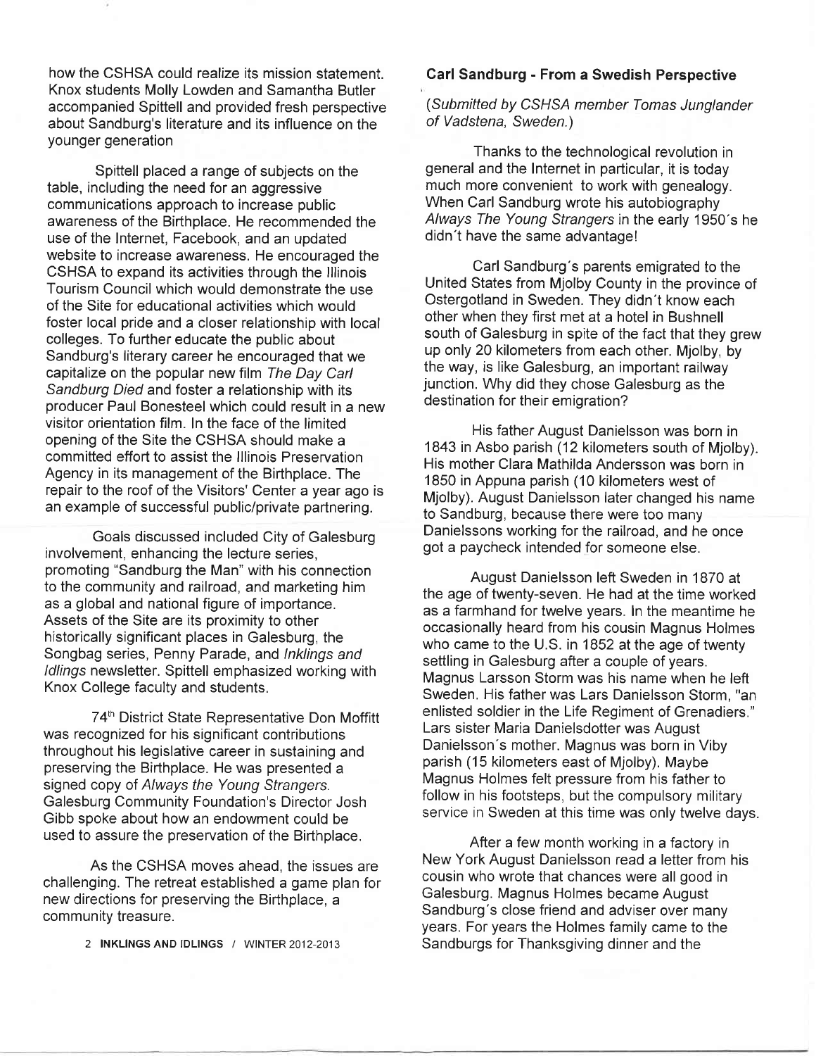how the CSHSA could realize its mission statement. Knox students Molly Lowden and Samantha Butler accompanied Spittell and provided fresh perspective about Sandburg's literature and its influence on the younger generation

Spittell placed a range of subjects on the table, including the need for an aggressive communications approach to increase public awareness of the Birthplace. He recommended the use of the Internet, Facebook, and an updated website to increase awareness. He encouraged the CSHSA to expand its activities through the Illinois Tourism Council which would demonstrate the use of the Site for educational activities which would foster local pride and a closer relationship with local colleges. To further educate the public about Sandburg's literary career he encouraged that we capitalize on the popular new film *The Day Carl Sandburg Died* and foster a relationship with its producer Paul Bonesteel which could result in a new visitor orientation film. In the face of the limited opening of the Site the CSHSA should make a committed effort to assist the Illinois Preservation Agency in its management of the Birthplace. The repair to the roof of the Visitors' Center a year ago is an example of successful public/private partnering.

Goals discussed included City of Galesburg involvement, enhancing the lecture series, promoting "Sandburg the Man" with his connection to the community and railroad, and marketing him as a global and national figure of importance. Assets of the Site are its proximity to other historically significant places in Galesburg, the Songbag series, Penny Parade, and *Inklings and Idlings* newsletter. Spittell emphasized working with Knox College faculty and students.

74th District State Representative Don Moffitt was recognized for his significant contributions throughout his legislative career in sustaining and preserving the Birthplace. He was presented a signed copy of *Always the Young Strangers*. Galesburg Community Foundation's Director Josh Gibb spoke about how an endowment could be used to assure the preservation of the Birthplace.

As the CSHSA moves ahead, the issues are challenging. The retreat established a game plan for new directions for preserving the Birthplace, a community treasure.

## Carl Sandburg - From a Swedish Perspective

*(Submitted by CSHSA member Tomas Junglander of Vadstena, Sweden.)*

Thanks to the technological revolution in general and the Internet in particular, it is today much more convenient to work with genealogy. When Carl Sandburg wrote his autobiography *Always The Young Strangers* in the early 1950´s he didn´t have the same advantage!

Carl Sandburg´s parents emigrated to the United States from Mjolby County in the province of Ostergotland in Sweden. They didn´t know each other when they first met at a hotel in Bushnell south of Galesburg in spite of the fact that they grew up only 20 kilometers from each other. Mjolby, by the way, is like Galesburg, an important railway junction. Why did they chose Galesburg as the destination for their emigration?

His father August Danielsson was born in 1843 in Asbo parish (12 kilometers south of Mjolby). His mother Clara Mathilda Andersson was born in 1850 in Appuna parish (10 kilometers west of Mjolby). August Danielsson later changed his name to Sandburg, because there were too many Danielssons working for the railroad, and he once got a paycheck intended for someone else.

August Danielsson left Sweden in 1870 at the age of twenty-seven. He had at the time worked as a farmhand for twelve years. In the meantime he occasionally heard from his cousin Magnus Holmes who came to the U.S. in 1852 at the age of twenty settling in Galesburg after a couple of years. Magnus Larsson Storm was his name when he left Sweden. His father was Lars Danielsson Storm, "an enlisted soldier in the Life Regiment of Grenadiers." Lars sister Maria Danielsdotter was August Danielsson´s mother. Magnus was born in Viby parish (15 kilometers east of Mjolby). Maybe Magnus Holmes felt pressure from his father to follow in his footsteps, but the compulsory military service in Sweden at this time was only twelve days.

After a few month working in a factory in New York August Danielsson read a letter from his cousin who wrote that chances were all good in Galesburg. Magnus Holmes became August Sandburg´s close friend and adviser over many years. For years the Holmes family came to the Sandburgs for Thanksgiving dinner and the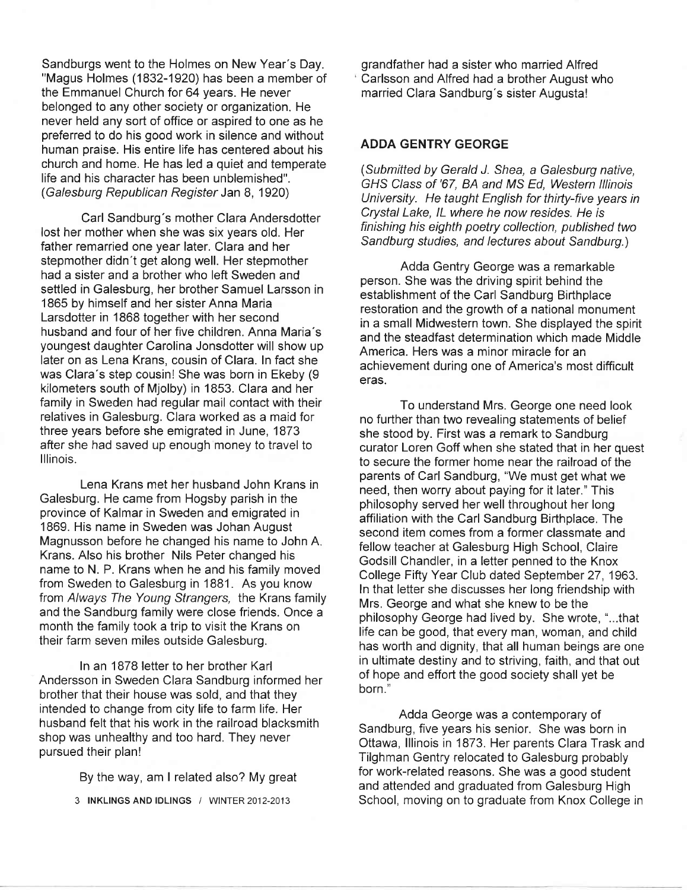Sandburgs went to the Holmes on New Year's Day. "Magus Holmes (1832-1920) has been a member of the Emmanuel Church for 64 years. He never belonged to any other society or organization. He never held any sort of office or aspired to one as he preferred to do his good work in silence and without human praise. His entire life has centered about his church and home. He has led a quiet and temperate life and his character has been unblemished". (*Galesburg Republican Register* Jan 8, 1920)

Carl Sandburg's mother Clara Andersdotter lost her mother when she was six years old. Her father remarried one year later. Clara and her stepmother didn't get along well. Her stepmother had a sister and a brother who left Sweden and settled in Galesburg, her brother Samuel Larsson in 1865 by himself and her sister Anna Maria Larsdotter in 1868 together with her second husband and four of her five children. Anna Maria's youngest daughter Carolina Jonsdotter will show up later on as Lena Krans, cousin of Clara. In fact she was Clara's step cousin! She was born in Ekeby (9 kilometers south of Mjolby) in 1853. Clara and her family in Sweden had regular mail contact with their relatives in Galesburg. Clara worked as a maid for three years before she emigrated in June, 1873 after she had saved up enough money to travel to Illinois.

Lena Krans met her husband John Krans in Galesburg. He came from Hogsby parish in the province of Kalmar in Sweden and emigrated in 1869. His name in Sweden was Johan August Magnusson before he changed his name to John A. Krans. Also his brother Nils Peter changed his name to N. P. Krans when he and his family moved from Sweden to Galesburg in 1881. As you know from *Always The Young Strangers,* the Krans family and the Sandburg family were close friends. Once a month the family took a trip to visit the Krans on their farm seven miles outside Galesburg.

In an 1878 letter to her brother Karl Andersson in Sweden Clara Sandburg informed her brother that their house was sold, and that they intended to change from city life to farm life. Her husband felt that his work in the railroad blacksmith shop was unhealthy and too hard. They never pursued their plan!

By the way, am I related also? My great grandfather had a sister who married Alfred Carlsson and Alfred had a brother August who married Clara Sandburg's sister Augusta!

## ADDA GENTRY GEORGE

*(Submitted by Gerald J. Shea, a Galesburg native, GHS Class of '67, BA and MS Ed, Western Illinois University. He taught English for thirty-five years in Crystal Lake, IL where he now resides. He is finishing his eighth poetry collection, published two Sandburg studies, and lectures about Sandburg.)*

Adda Gentry George was a remarkable person. She was the driving spirit behind the establishment of the Carl Sandburg Birthplace restoration and the growth of a national monument in a small Midwestern town. She displayed the spirit and the steadfast determination which made Middle America. Hers was a minor miracle for an achievement during one of America's most difficult eras.

To understand Mrs. George one need look no further than two revealing statements of belief she stood by. First was a remark to Sandburg curator Loren Goff when she stated that in her quest to secure the former home near the railroad of the parents of Carl Sandburg, "We must get what we need, then worry about paying for it later." This philosophy served her well throughout her long affiliation with the Carl Sandburg Birthplace. The second item comes from a former classmate and fellow teacher at Galesburg High School, Claire Godsill Chandler, in a letter penned to the Knox College Fifty Year Club dated September 27, 1963. In that letter she discusses her long friendship with Mrs. George and what she knew to be the philosophy George had lived by. She wrote, "...that life can be good, that every man, woman, and child has worth and dignity, that all human beings are one in ultimate destiny and to striving, faith, and that out of hope and effort the good society shall yet be born."

Adda George was a contemporary of Sandburg, five years his senior. She was born in Ottawa, Illinois in 1873. Her parents Clara Trask and Tilghman Gentry relocated to Galesburg probably for work-related reasons. She was a good student and attended and graduated from Galesburg High School, moving on to graduate from Knox College in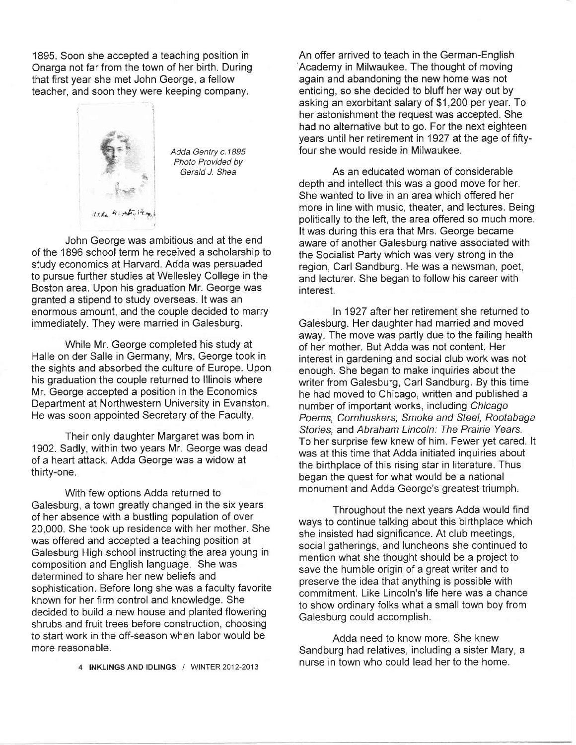1895. Soon she accepted a teaching position in Onarga not far from the town of her birth. During that first year she met John George, a fellow teacher, and soon they were keeping company.

*Adda Gentry c.1895 Photo Provided by Gerald J. Shea*

John George was ambitious and at the end of the 1896 school term he received a scholarship to study economics at Harvard. Adda was persuaded to pursue further studies at Wellesley College in the Boston area. Upon his graduation Mr. George was granted a stipend to study overseas. It was an enormous amount, and the couple decided to marry immediately. They were married in Galesburg.

While Mr. George completed his study at Halle on der Salle in Germany, Mrs. George took in the sights and absorbed the culture of Europe. Upon his graduation the couple returned to Illinois where Mr. George accepted a position in the Economics Department at Northwestern University in Evanston. He was soon appointed Secretary of the Faculty.

Their only daughter Margaret was born in 1902. Sadly, within two years Mr. George was dead of a heart attack. Adda George was a widow at thirty-one.

With few options Adda returned to Galesburg, a town greatly changed in the six years of her absence with a bustling population of over 20,000. She took up residence with her mother. She was offered and accepted a teaching position at Galesburg High school instructing the area young in composition and English language. She was determined to share her new beliefs and sophistication. Before long she was a faculty favorite known for her firm control and knowledge. She decided to build a new house and planted flowering shrubs and fruit trees before construction, choosing to start work in the off-season when labor would be more reasonable.

An offer arrived to teach in the German-English Academy in Milwaukee. The thought of moving again and abandoning the new home was not enticing, so she decided to bluff her way out by asking an exorbitant salary of $1,200 per year. To her astonishment the request was accepted. She had no alternative but to go. For the next eighteen years until her retirement in 1927 at the age of fifty-four she would reside in Milwaukee.

As an educated woman of considerable depth and intellect this was a good move for her. She wanted to live in an area which offered her more in line with music, theater, and lectures. Being politically to the left, the area offered so much more. It was during this era that Mrs. George became aware of another Galesburg native associated with the Socialist Party which was very strong in the region, Carl Sandburg. He was a newsman, poet, and lecturer. She began to follow his career with interest.

In 1927 after her retirement she returned to Galesburg. Her daughter had married and moved away. The move was partly due to the failing health of her mother. But Adda was not content. Her interest in gardening and social club work was not enough. She began to make inquiries about the writer from Galesburg, Carl Sandburg. By this time he had moved to Chicago, written and published a number of important works, including *Chicago Poems, Cornhuskers, Smoke and Steel, Rootabaga Stories,* and *Abraham Lincoln: The Prairie Years.* To her surprise few knew of him. Fewer yet cared. It was at this time that Adda initiated inquiries about the birthplace of this rising star in literature. Thus began the quest for what would be a national monument and Adda George's greatest triumph.

Throughout the next years Adda would find ways to continue talking about this birthplace which she insisted had significance. At club meetings, social gatherings, and luncheons she continued to mention what she thought should be a project to save the humble origin of a great writer and to preserve the idea that anything is possible with commitment. Like Lincoln's life here was a chance to show ordinary folks what a small town boy from Galesburg could accomplish.

Adda need to know more. She knew Sandburg had relatives, including a sister Mary, a nurse in town who could lead her to the home.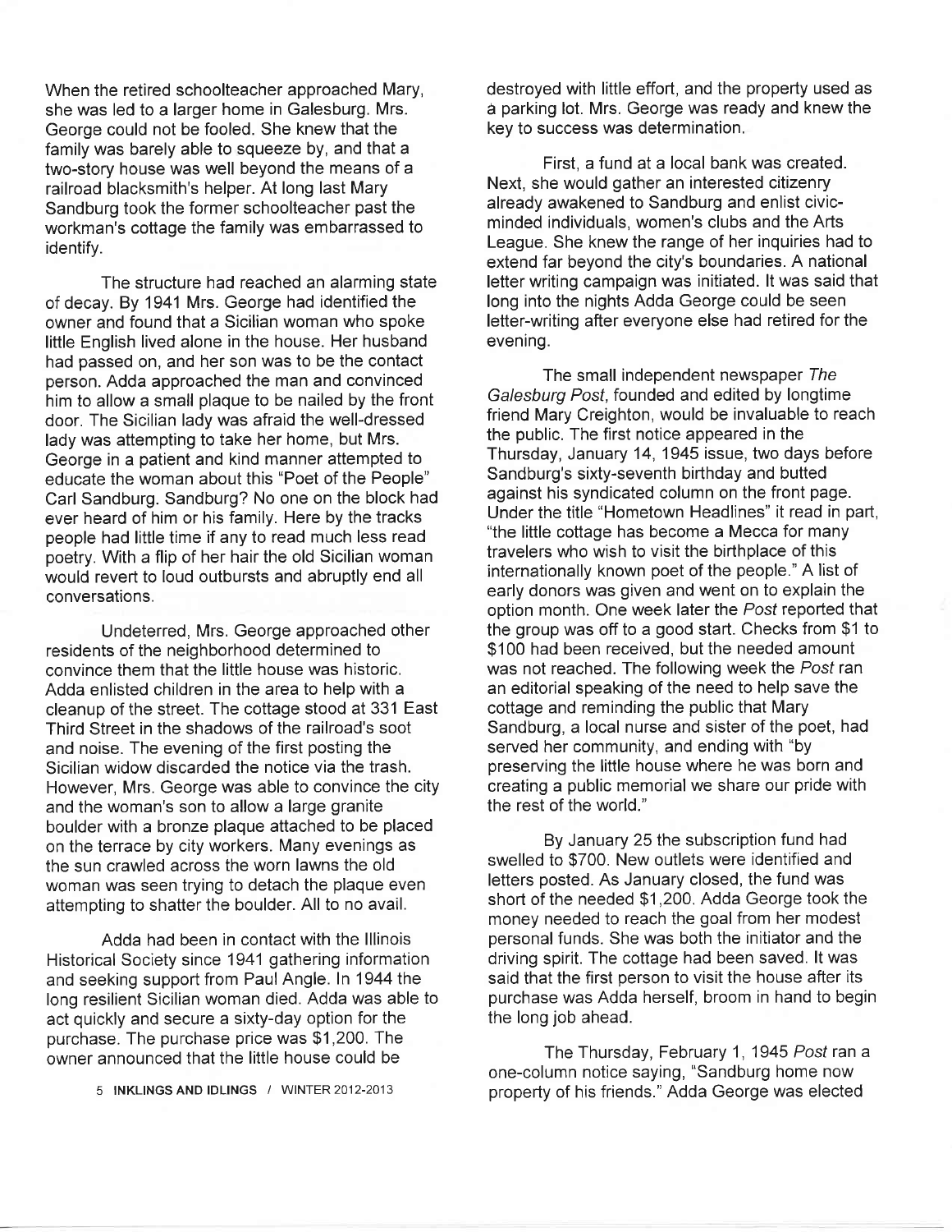When the retired schoolteacher approached Mary, she was led to a larger home in Galesburg. Mrs. George could not be fooled. She knew that the family was barely able to squeeze by, and that a two-story house was well beyond the means of a railroad blacksmith's helper. At long last Mary Sandburg took the former schoolteacher past the workman's cottage the family was embarrassed to identify.

The structure had reached an alarming state of decay. By 1941 Mrs. George had identified the owner and found that a Sicilian woman who spoke little English lived alone in the house. Her husband had passed on, and her son was to be the contact person. Adda approached the man and convinced him to allow a small plaque to be nailed by the front door. The Sicilian lady was afraid the well-dressed lady was attempting to take her home, but Mrs. George in a patient and kind manner attempted to educate the woman about this "Poet of the People" Carl Sandburg. Sandburg? No one on the block had ever heard of him or his family. Here by the tracks people had little time if any to read much less read poetry. With a flip of her hair the old Sicilian woman would revert to loud outbursts and abruptly end all conversations.

Undeterred, Mrs. George approached other residents of the neighborhood determined to convince them that the little house was historic. Adda enlisted children in the area to help with a cleanup of the street. The cottage stood at 331 East Third Street in the shadows of the railroad's soot and noise. The evening of the first posting the Sicilian widow discarded the notice via the trash. However, Mrs. George was able to convince the city and the woman's son to allow a large granite boulder with a bronze plaque attached to be placed on the terrace by city workers. Many evenings as the sun crawled across the worn lawns the old woman was seen trying to detach the plaque even attempting to shatter the boulder. All to no avail.

Adda had been in contact with the Illinois Historical Society since 1941 gathering information and seeking support from Paul Angle. In 1944 the long resilient Sicilian woman died. Adda was able to act quickly and secure a sixty-day option for the purchase. The purchase price was $1,200. The owner announced that the little house could be destroyed with little effort, and the property used as a parking lot. Mrs. George was ready and knew the key to success was determination.

First, a fund at a local bank was created. Next, she would gather an interested citizenry already awakened to Sandburg and enlist civic-minded individuals, women's clubs and the Arts League. She knew the range of her inquiries had to extend far beyond the city's boundaries. A national letter writing campaign was initiated. It was said that long into the nights Adda George could be seen letter-writing after everyone else had retired for the evening.

The small independent newspaper *The Galesburg Post*, founded and edited by longtime friend Mary Creighton, would be invaluable to reach the public. The first notice appeared in the Thursday, January 14, 1945 issue, two days before Sandburg's sixty-seventh birthday and butted against his syndicated column on the front page. Under the title "Hometown Headlines" it read in part, "the little cottage has become a Mecca for many travelers who wish to visit the birthplace of this internationally known poet of the people." A list of early donors was given and went on to explain the option month. One week later the *Post* reported that the group was off to a good start. Checks from $1 to $100 had been received, but the needed amount was not reached. The following week the *Post* ran an editorial speaking of the need to help save the cottage and reminding the public that Mary Sandburg, a local nurse and sister of the poet, had served her community, and ending with "by preserving the little house where he was born and creating a public memorial we share our pride with the rest of the world."

By January 25 the subscription fund had swelled to $700. New outlets were identified and letters posted. As January closed, the fund was short of the needed $1,200. Adda George took the money needed to reach the goal from her modest personal funds. She was both the initiator and the driving spirit. The cottage had been saved. It was said that the first person to visit the house after its purchase was Adda herself, broom in hand to begin the long job ahead.

The Thursday, February 1, 1945 *Post* ran a one-column notice saying, "Sandburg home now property of his friends." Adda George was elected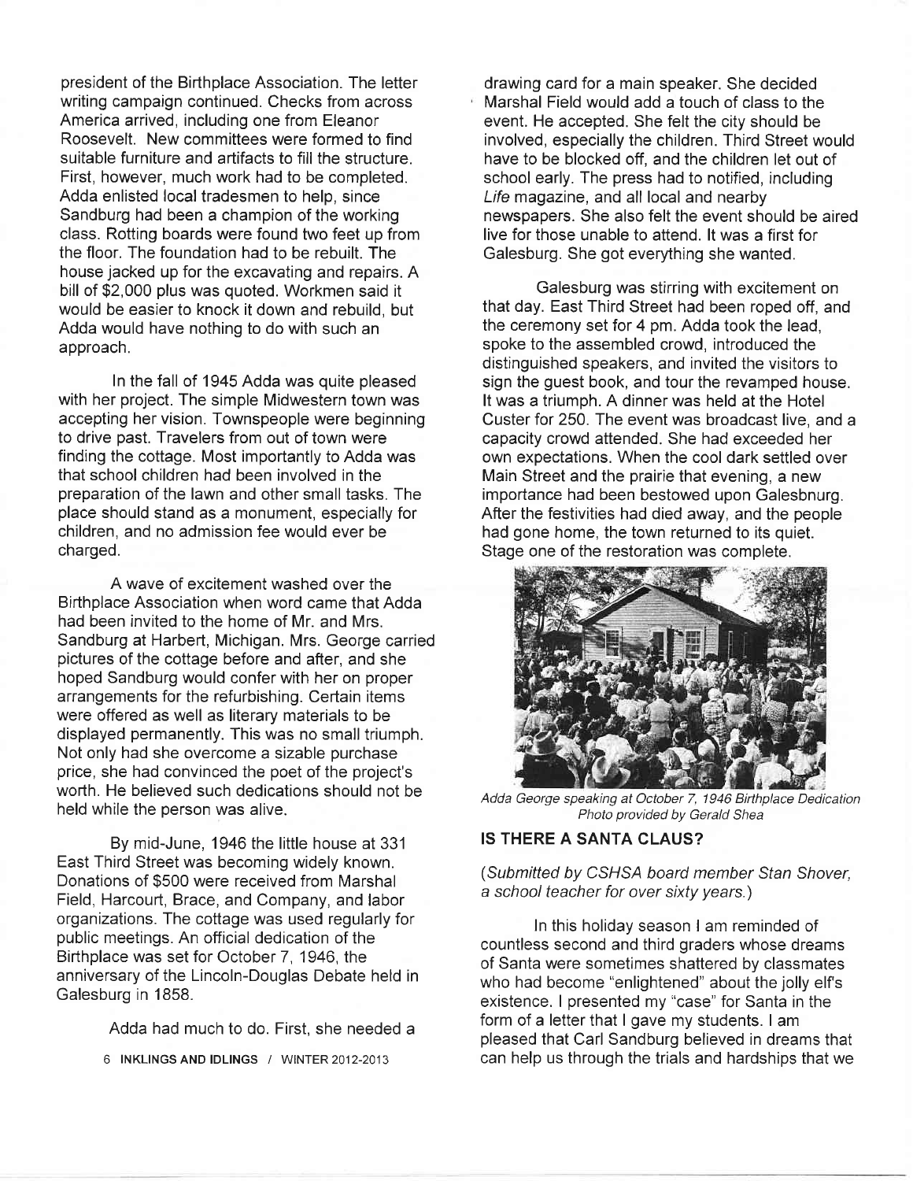president of the Birthplace Association. The letter writing campaign continued. Checks from across America arrived, including one from Eleanor Roosevelt. New committees were formed to find suitable furniture and artifacts to fill the structure. First, however, much work had to be completed. Adda enlisted local tradesmen to help, since Sandburg had been a champion of the working class. Rotting boards were found two feet up from the floor. The foundation had to be rebuilt. The house jacked up for the excavating and repairs. A bill of $2,000 plus was quoted. Workmen said it would be easier to knock it down and rebuild, but Adda would have nothing to do with such an approach.

In the fall of 1945 Adda was quite pleased with her project. The simple Midwestern town was accepting her vision. Townspeople were beginning to drive past. Travelers from out of town were finding the cottage. Most importantly to Adda was that school children had been involved in the preparation of the lawn and other small tasks. The place should stand as a monument, especially for children, and no admission fee would ever be charged.

A wave of excitement washed over the Birthplace Association when word came that Adda had been invited to the home of Mr. and Mrs. Sandburg at Harbert, Michigan. Mrs. George carried pictures of the cottage before and after, and she hoped Sandburg would confer with her on proper arrangements for the refurbishing. Certain items were offered as well as literary materials to be displayed permanently. This was no small triumph. Not only had she overcome a sizable purchase price, she had convinced the poet of the project's worth. He believed such dedications should not be held while the person was alive.

By mid-June, 1946 the little house at 331 East Third Street was becoming widely known. Donations of $500 were received from Marshal Field, Harcourt, Brace, and Company, and labor organizations. The cottage was used regularly for public meetings. An official dedication of the Birthplace was set for October 7, 1946, the anniversary of the Lincoln-Douglas Debate held in Galesburg in 1858.

Adda had much to do. First, she needed a drawing card for a main speaker. She decided Marshal Field would add a touch of class to the event. He accepted. She felt the city should be involved, especially the children. Third Street would have to be blocked off, and the children let out of school early. The press had to notified, including *Life* magazine, and all local and nearby newspapers. She also felt the event should be aired live for those unable to attend. It was a first for Galesburg. She got everything she wanted.

Galesburg was stirring with excitement on that day. East Third Street had been roped off, and the ceremony set for 4 pm. Adda took the lead, spoke to the assembled crowd, introduced the distinguished speakers, and invited the visitors to sign the guest book, and tour the revamped house. It was a triumph. A dinner was held at the Hotel Custer for 250. The event was broadcast live, and a capacity crowd attended. She had exceeded her own expectations. When the cool dark settled over Main Street and the prairie that evening, a new importance had been bestowed upon Galesbnurg. After the festivities had died away, and the people had gone home, the town returned to its quiet. Stage one of the restoration was complete.

*Adda George speaking at October 7, 1946 Birthplace Dedication*
*Photo provided by Gerald Shea*

## IS THERE A SANTA CLAUS?

*(Submitted by CSHSA board member Stan Shover, a school teacher for over sixty years.)*

In this holiday season I am reminded of countless second and third graders whose dreams of Santa were sometimes shattered by classmates who had become "enlightened" about the jolly elf's existence. I presented my "case" for Santa in the form of a letter that I gave my students. I am pleased that Carl Sandburg believed in dreams that can help us through the trials and hardships that we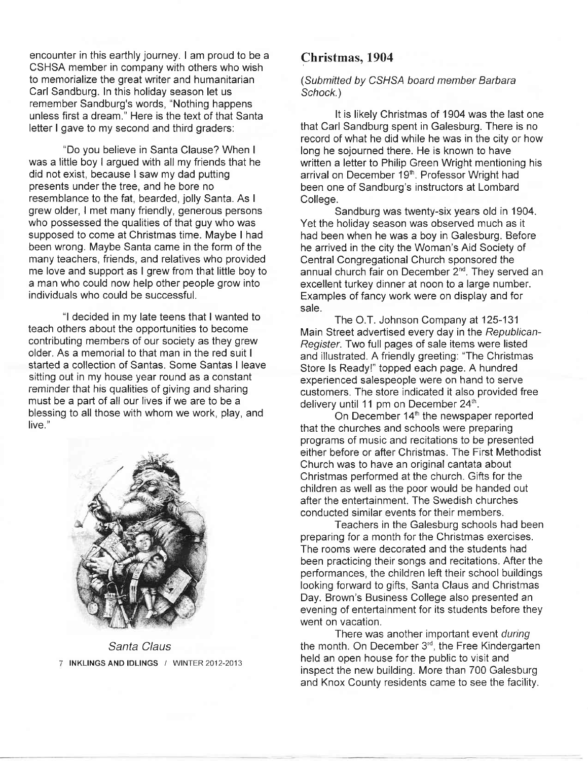encounter in this earthly journey. I am proud to be a CSHSA member in company with others who wish to memorialize the great writer and humanitarian Carl Sandburg. In this holiday season let us remember Sandburg's words, "Nothing happens unless first a dream." Here is the text of that Santa letter I gave to my second and third graders:

"Do you believe in Santa Clause? When I was a little boy I argued with all my friends that he did not exist, because I saw my dad putting presents under the tree, and he bore no resemblance to the fat, bearded, jolly Santa. As I grew older, I met many friendly, generous persons who possessed the qualities of that guy who was supposed to come at Christmas time. Maybe I had been wrong. Maybe Santa came in the form of the many teachers, friends, and relatives who provided me love and support as I grew from that little boy to a man who could now help other people grow into individuals who could be successful.

"I decided in my late teens that I wanted to teach others about the opportunities to become contributing members of our society as they grew older. As a memorial to that man in the red suit I started a collection of Santas. Some Santas I leave sitting out in my house year round as a constant reminder that his qualities of giving and sharing must be a part of all our lives if we are to be a blessing to all those with whom we work, play, and live."

*Santa Claus*

## Christmas, 1904

*(Submitted by CSHSA board member Barbara Schock.)*

It is likely Christmas of 1904 was the last one that Carl Sandburg spent in Galesburg. There is no record of what he did while he was in the city or how long he sojourned there. He is known to have written a letter to Philip Green Wright mentioning his arrival on December 19th. Professor Wright had been one of Sandburg's instructors at Lombard College.

Sandburg was twenty-six years old in 1904. Yet the holiday season was observed much as it had been when he was a boy in Galesburg. Before he arrived in the city the Woman's Aid Society of Central Congregational Church sponsored the annual church fair on December 2nd. They served an excellent turkey dinner at noon to a large number. Examples of fancy work were on display and for sale.

The O.T. Johnson Company at 125-131 Main Street advertised every day in the *Republican-Register*. Two full pages of sale items were listed and illustrated. A friendly greeting: "The Christmas Store Is Ready!" topped each page. A hundred experienced salespeople were on hand to serve customers. The store indicated it also provided free delivery until 11 pm on December 24th.

On December 14th the newspaper reported that the churches and schools were preparing programs of music and recitations to be presented either before or after Christmas. The First Methodist Church was to have an original cantata about Christmas performed at the church. Gifts for the children as well as the poor would be handed out after the entertainment. The Swedish churches conducted similar events for their members.

Teachers in the Galesburg schools had been preparing for a month for the Christmas exercises. The rooms were decorated and the students had been practicing their songs and recitations. After the performances, the children left their school buildings looking forward to gifts, Santa Claus and Christmas Day. Brown's Business College also presented an evening of entertainment for its students before they went on vacation.

There was another important event *during* the month. On December 3rd, the Free Kindergarten held an open house for the public to visit and inspect the new building. More than 700 Galesburg and Knox County residents came to see the facility.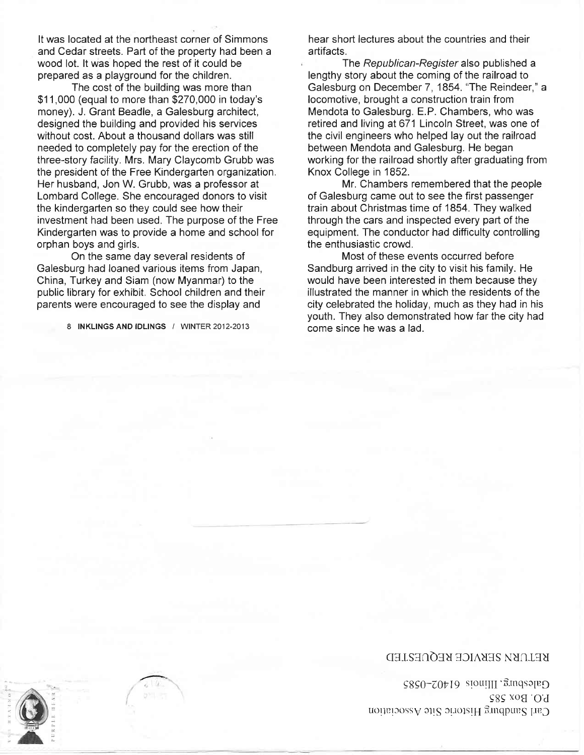It was located at the northeast corner of Simmons and Cedar streets. Part of the property had been a wood lot. It was hoped the rest of it could be prepared as a playground for the children.

The cost of the building was more than $11,000 (equal to more than $270,000 in today's money). J. Grant Beadle, a Galesburg architect, designed the building and provided his services without cost. About a thousand dollars was still needed to completely pay for the erection of the three-story facility. Mrs. Mary Claycomb Grubb was the president of the Free Kindergarten organization. Her husband, Jon W. Grubb, was a professor at Lombard College. She encouraged donors to visit the kindergarten so they could see how their investment had been used. The purpose of the Free Kindergarten was to provide a home and school for orphan boys and girls.

On the same day several residents of Galesburg had loaned various items from Japan, China, Turkey and Siam (now Myanmar) to the public library for exhibit. School children and their parents were encouraged to see the display and hear short lectures about the countries and their artifacts.

The *Republican-Register* also published a lengthy story about the coming of the railroad to Galesburg on December 7, 1854. "The Reindeer," a locomotive, brought a construction train from Mendota to Galesburg. E.P. Chambers, who was retired and living at 671 Lincoln Street, was one of the civil engineers who helped lay out the railroad between Mendota and Galesburg. He began working for the railroad shortly after graduating from Knox College in 1852.

Mr. Chambers remembered that the people of Galesburg came out to see the first passenger train about Christmas time of 1854. They walked through the cars and inspected every part of the equipment. The conductor had difficulty controlling the enthusiastic crowd.

Most of these events occurred before Sandburg arrived in the city to visit his family. He would have been interested in them because they illustrated the manner in which the residents of the city celebrated the holiday, much as they had in his youth. They also demonstrated how far the city had come since he was a lad.

RETURN SERVICE REQUESTED

Carl Sandburg Historic Site Association
P.O. Box 585
Galesburg, Illinois 61402-0585